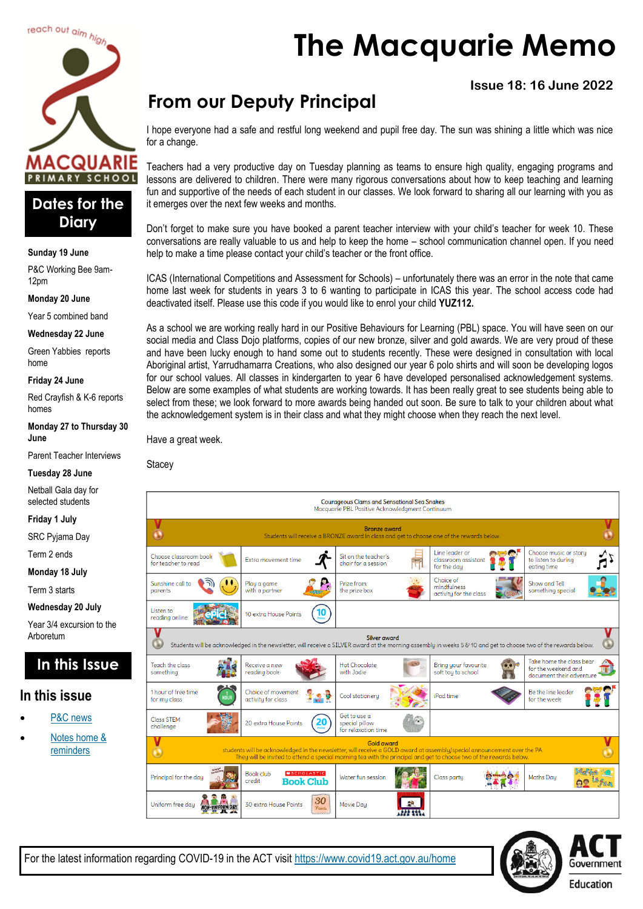# The Macquarie Memo

**Issue 18: 16 June 2022**

## Dates for the Diary

**Sunday 19 June**

P&C Working Bee 9am-12pm

**Monday 20 June**

Year 5 combined band

**Wednesday 22 June**

Green Yabbies reports home

**Friday 24 June**

Red Crayfish & K-6 reports homes

**Monday 27 to Thursday 30 June**

Parent Teacher Interviews

**Tuesday 28 June**

Netball Gala day for selected students

**Friday 1 July**

SRC Pyjama Day

Term 2 ends

**Monday 18 July**

Term 3 starts

**Wednesday 20 July**

Year 3/4 excursion to the Arboretum

## In this Issue

### In this issue

- P&C news
- Notes home & reminders

## From our Deputy Principal

I hope everyone had a safe and restful long weekend and pupil free day. The sun was shining a little which was nice for a change.

Teachers had a very productive day on Tuesday planning as teams to ensure high quality, engaging programs and lessons are delivered to children. There were many rigorous conversations about how to keep teaching and learning fun and supportive of the needs of each student in our classes. We look forward to sharing all our learning with you as it emerges over the next few weeks and months.

Don't forget to make sure you have booked a parent teacher interview with your child's teacher for week 10. These conversations are really valuable to us and help to keep the home – school communication channel open. If you need help to make a time please contact your child's teacher or the front office.

ICAS (International Competitions and Assessment for Schools) – unfortunately there was an error in the note that came home last week for students in years 3 to 6 wanting to participate in ICAS this year. The school access code had deactivated itself. Please use this code if you would like to enrol your child **YUZ112.**

As a school we are working really hard in our Positive Behaviours for Learning (PBL) space. You will have seen on our social media and Class Dojo platforms, copies of our new bronze, silver and gold awards. We are very proud of these and have been lucky enough to hand some out to students recently. These were designed in consultation with local Aboriginal artist, Yarrudhamarra Creations, who also designed our year 6 polo shirts and will soon be developing logos for our school values. All classes in kindergarten to year 6 have developed personalised acknowledgement systems. Below are some examples of what students are working towards. It has been really great to see students being able to select from these; we look forward to more awards being handed out soon. Be sure to talk to your children about what the acknowledgement system is in their class and what they might choose when they reach the next level.

Have a great week.

Stacey

**Courageous Clams and Sensational Sea Snakes**
Macquarie PBL Positive Acknowledgement Continuum

| | | | | |
|---|---|---|---|---|
| **Bronze award** — Students will receive a BRONZE award in class and get to choose one of the rewards below. | | | | |
| Choose classroom book for teacher to read | Extra movement time | Sit on the teacher's chair for a session | Line leader or classroom assistant for the day | Choose music or story to listen to during eating time |
| Sunshine call to parents | Play a game with a partner | Prize from the prize box | Choice of mindfulness activity for the class | Show and Tell something special |
| Listen to reading online | 10 extra House Points | | | |
| **Silver award** — Students will be acknowledged in the newsletter, will receive a SILVER award at the morning assembly in weeks 5 & 10 and get to choose two of the rewards below. | | | | |
| Teach the class something | Receive a new reading book | Hot Chocolate with Jodie | Bring your favourite soft toy to school | Take home the class bear for the weekend and document their adventure |
| 1 hour of free time for my class | Choice of movement activity for class | Cool stationery | iPad time | Be the line leader for the week |
| Class STEM challenge | 20 extra House Points | Get to use a special pillow for relaxation time | | |
| **Gold award** — students will be acknowledged in the newsletter, will receive a GOLD award at assembly/special announcement over the PA. They will be invited to attend a special morning tea with the principal and get to choose two of the rewards below. | | | | |
| Principal for the day | Book club credit | Water fun session | Class party | Maths Day |
| Uniform free day | 30 extra House Points | Movie Day | | |

For the latest information regarding COVID-19 in the ACT visit https://www.covid19.act.gov.au/home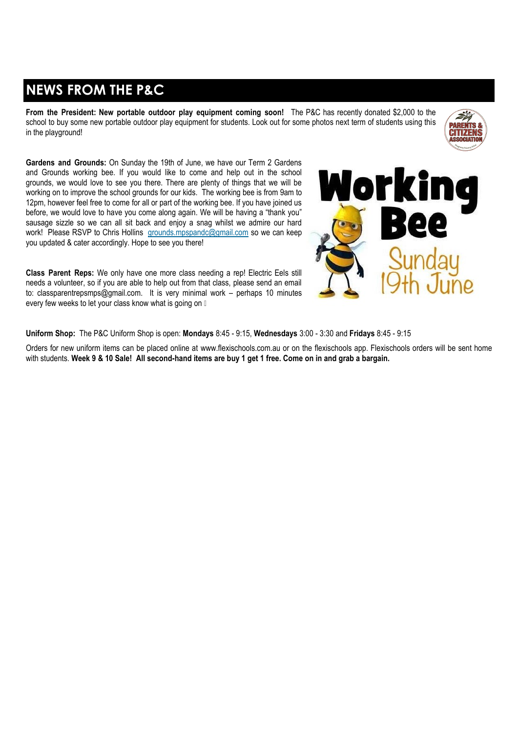# NEWS FROM THE P&C

**From the President: New portable outdoor play equipment coming soon!** The P&C has recently donated $2,000 to the school to buy some new portable outdoor play equipment for students. Look out for some photos next term of students using this in the playground!

**Gardens and Grounds:** On Sunday the 19th of June, we have our Term 2 Gardens and Grounds working bee. If you would like to come and help out in the school grounds, we would love to see you there. There are plenty of things that we will be working on to improve the school grounds for our kids. The working bee is from 9am to 12pm, however feel free to come for all or part of the working bee. If you have joined us before, we would love to have you come along again. We will be having a "thank you" sausage sizzle so we can all sit back and enjoy a snag whilst we admire our hard work! Please RSVP to Chris Hollins grounds.mpspandc@gmail.com so we can keep you updated & cater accordingly. Hope to see you there!

**Class Parent Reps:** We only have one more class needing a rep! Electric Eels still needs a volunteer, so if you are able to help out from that class, please send an email to: classparentrepsmps@gmail.com. It is very minimal work – perhaps 10 minutes every few weeks to let your class know what is going on 

**Uniform Shop:** The P&C Uniform Shop is open: **Mondays** 8:45 - 9:15, **Wednesdays** 3:00 - 3:30 and **Fridays** 8:45 - 9:15

Orders for new uniform items can be placed online at www.flexischools.com.au or on the flexischools app. Flexischools orders will be sent home with students. **Week 9 & 10 Sale! All second-hand items are buy 1 get 1 free. Come on in and grab a bargain.**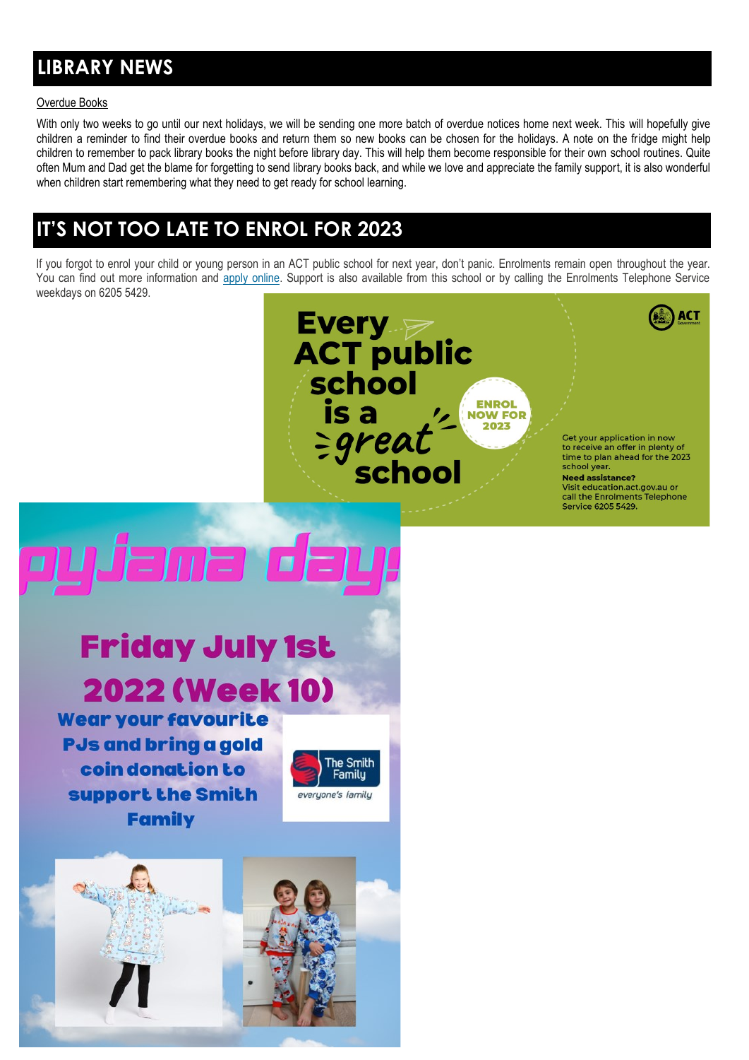## LIBRARY NEWS

Overdue Books

With only two weeks to go until our next holidays, we will be sending one more batch of overdue notices home next week. This will hopefully give children a reminder to find their overdue books and return them so new books can be chosen for the holidays. A note on the fridge might help children to remember to pack library books the night before library day. This will help them become responsible for their own school routines. Quite often Mum and Dad get the blame for forgetting to send library books back, and while we love and appreciate the family support, it is also wonderful when children start remembering what they need to get ready for school learning.

## IT'S NOT TOO LATE TO ENROL FOR 2023

If you forgot to enrol your child or young person in an ACT public school for next year, don't panic. Enrolments remain open throughout the year. You can find out more information and apply online. Support is also available from this school or by calling the Enrolments Telephone Service weekdays on 6205 5429.

**Every ACT public school is a great school**

**ENROL NOW FOR 2023**

Get your application in now to receive an offer in plenty of time to plan ahead for the 2023 school year.

**Need assistance?**
Visit education.act.gov.au or call the Enrolments Telephone Service 6205 5429.

## pyjama day!

**Friday July 1st 2022 (Week 10)**

**Wear your favourite PJs and bring a gold coin donation to support the Smith Family**

The Smith Family — everyone's family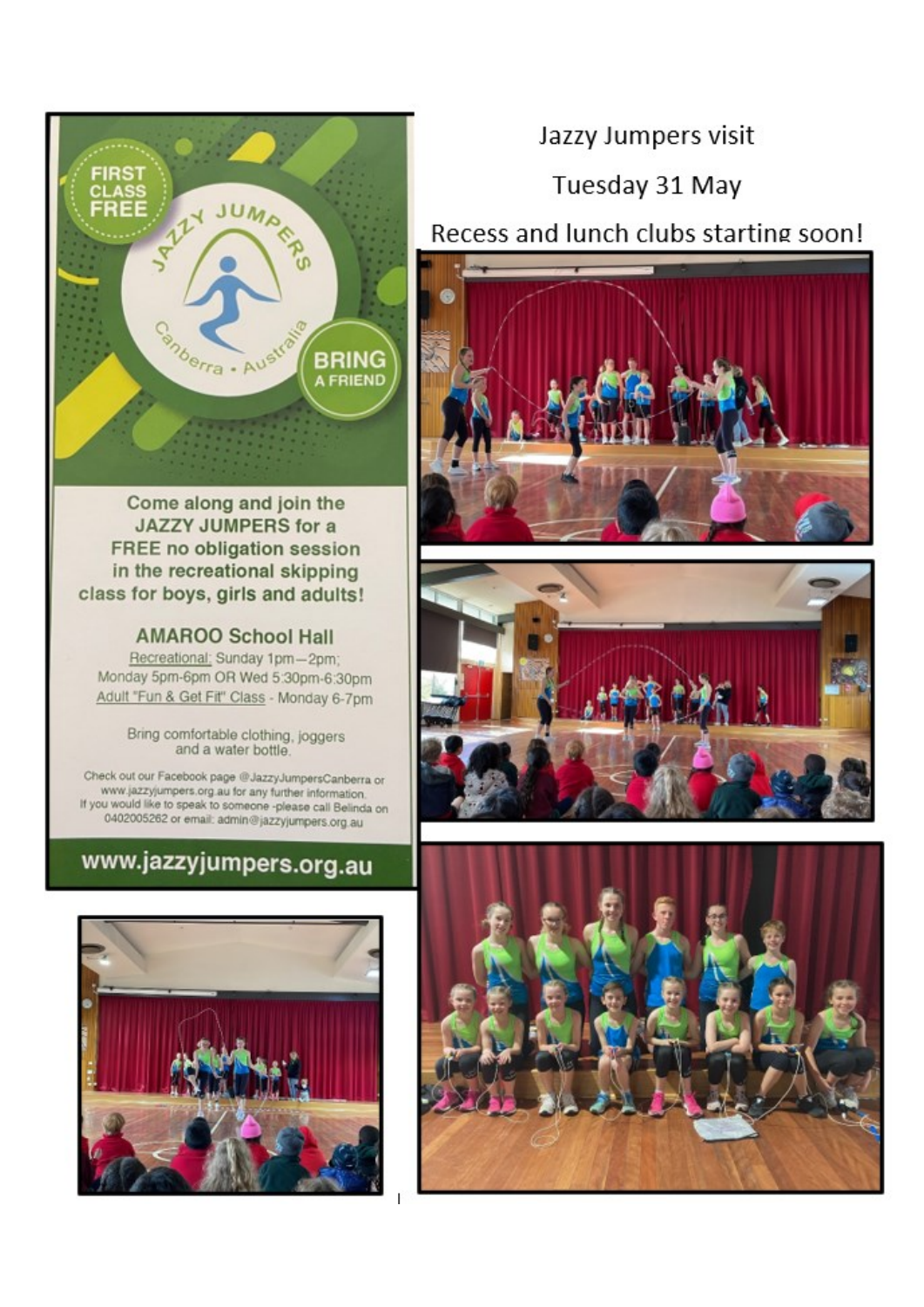Jazzy Jumpers visit

Tuesday 31 May

Recess and lunch clubs starting soon!

FIRST CLASS FREE

JAZZY JUMPERS

Canberra • Australia

BRING A FRIEND

**Come along and join the JAZZY JUMPERS for a FREE no obligation session in the recreational skipping class for boys, girls and adults!**

**AMAROO School Hall**

Recreational: Sunday 1pm – 2pm;
Monday 5pm-6pm OR Wed 5:30pm-6:30pm
Adult "Fun & Get Fit" Class - Monday 6-7pm

Bring comfortable clothing, joggers and a water bottle.

Check out our Facebook page @JazzyJumpersCanberra or www.jazzyjumpers.org.au for any further information.
If you would like to speak to someone -please call Belinda on 0402005262 or email: admin@jazzyjumpers.org.au

**www.jazzyjumpers.org.au**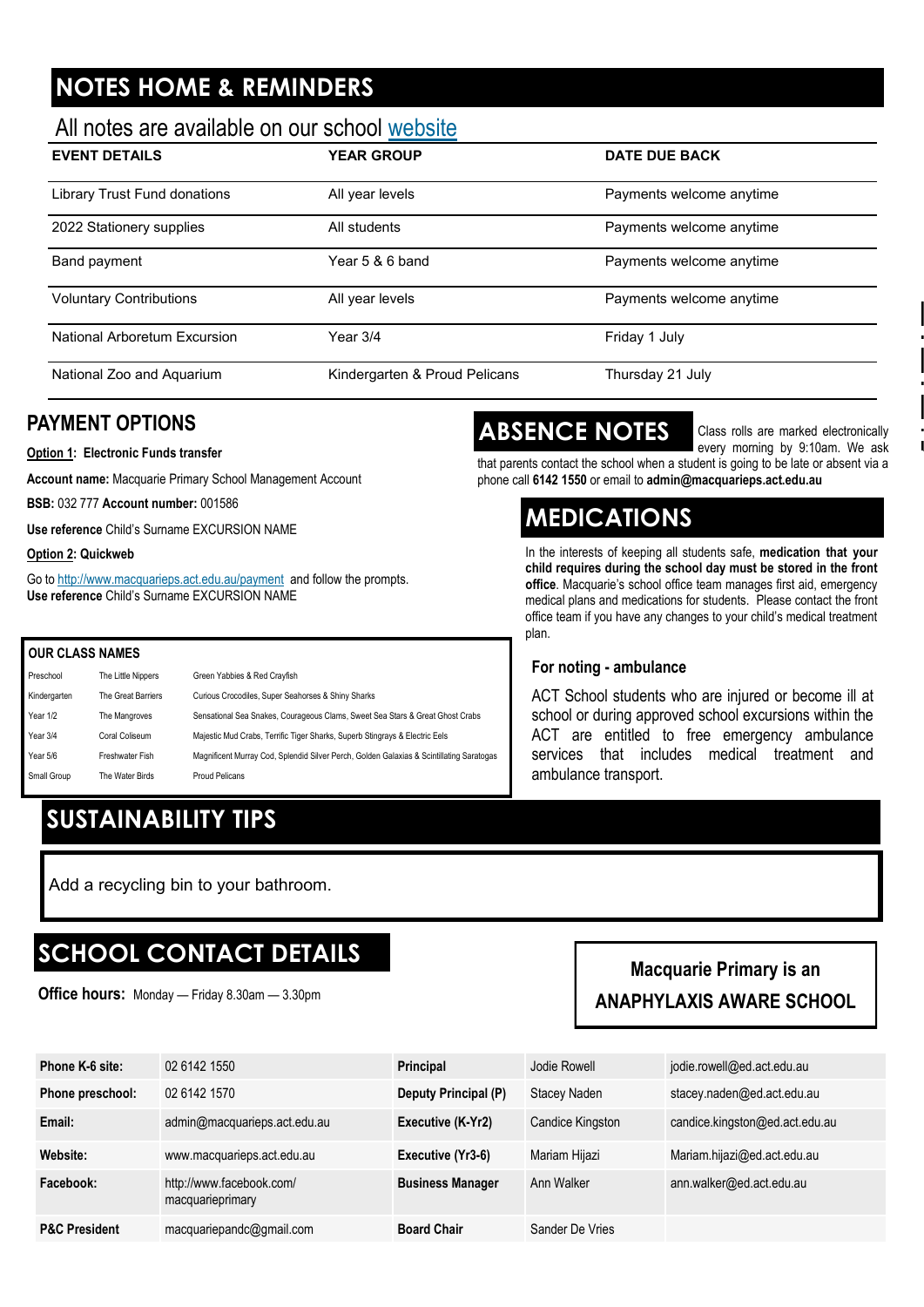## NOTES HOME & REMINDERS

All notes are available on our school website

| EVENT DETAILS | YEAR GROUP | DATE DUE BACK |
|---|---|---|
| Library Trust Fund donations | All year levels | Payments welcome anytime |
| 2022 Stationery supplies | All students | Payments welcome anytime |
| Band payment | Year 5 & 6 band | Payments welcome anytime |
| Voluntary Contributions | All year levels | Payments welcome anytime |
| National Arboretum Excursion | Year 3/4 | Friday 1 July |
| National Zoo and Aquarium | Kindergarten & Proud Pelicans | Thursday 21 July |

## PAYMENT OPTIONS

**Option 1: Electronic Funds transfer**

**Account name:** Macquarie Primary School Management Account

**BSB:** 032 777 **Account number:** 001586

**Use reference** Child's Surname EXCURSION NAME

**Option 2: Quickweb**

Go to http://www.macquarieps.act.edu.au/payment and follow the prompts.
**Use reference** Child's Surname EXCURSION NAME

### OUR CLASS NAMES

| | | |
|---|---|---|
| Preschool | The Little Nippers | Green Yabbies & Red Crayfish |
| Kindergarten | The Great Barriers | Curious Crocodiles, Super Seahorses & Shiny Sharks |
| Year 1/2 | The Mangroves | Sensational Sea Snakes, Courageous Clams, Sweet Sea Stars & Great Ghost Crabs |
| Year 3/4 | Coral Coliseum | Majestic Mud Crabs, Terrific Tiger Sharks, Superb Stingrays & Electric Eels |
| Year 5/6 | Freshwater Fish | Magnificent Murray Cod, Splendid Silver Perch, Golden Galaxias & Scintillating Saratogas |
| Small Group | The Water Birds | Proud Pelicans |

## ABSENCE NOTES

Class rolls are marked electronically every morning by 9:10am. We ask that parents contact the school when a student is going to be late or absent via a phone call **6142 1550** or email to **admin@macquarieps.act.edu.au**

## MEDICATIONS

In the interests of keeping all students safe, **medication that your child requires during the school day must be stored in the front office**. Macquarie's school office team manages first aid, emergency medical plans and medications for students. Please contact the front office team if you have any changes to your child's medical treatment plan.

### For noting - ambulance

ACT School students who are injured or become ill at school or during approved school excursions within the ACT are entitled to free emergency ambulance services that includes medical treatment and ambulance transport.

## SUSTAINABILITY TIPS

Add a recycling bin to your bathroom.

## SCHOOL CONTACT DETAILS

**Office hours:** Monday — Friday 8.30am — 3.30pm

**Macquarie Primary is an ANAPHYLAXIS AWARE SCHOOL**

| | | | | |
|---|---|---|---|---|
| **Phone K-6 site:** | 02 6142 1550 | **Principal** | Jodie Rowell | jodie.rowell@ed.act.edu.au |
| **Phone preschool:** | 02 6142 1570 | **Deputy Principal (P)** | Stacey Naden | stacey.naden@ed.act.edu.au |
| **Email:** | admin@macquarieps.act.edu.au | **Executive (K-Yr2)** | Candice Kingston | candice.kingston@ed.act.edu.au |
| **Website:** | www.macquarieps.act.edu.au | **Executive (Yr3-6)** | Mariam Hijazi | Mariam.hijazi@ed.act.edu.au |
| **Facebook:** | http://www.facebook.com/macquarieprimary | **Business Manager** | Ann Walker | ann.walker@ed.act.edu.au |
| **P&C President** | macquariepandc@gmail.com | **Board Chair** | Sander De Vries | |